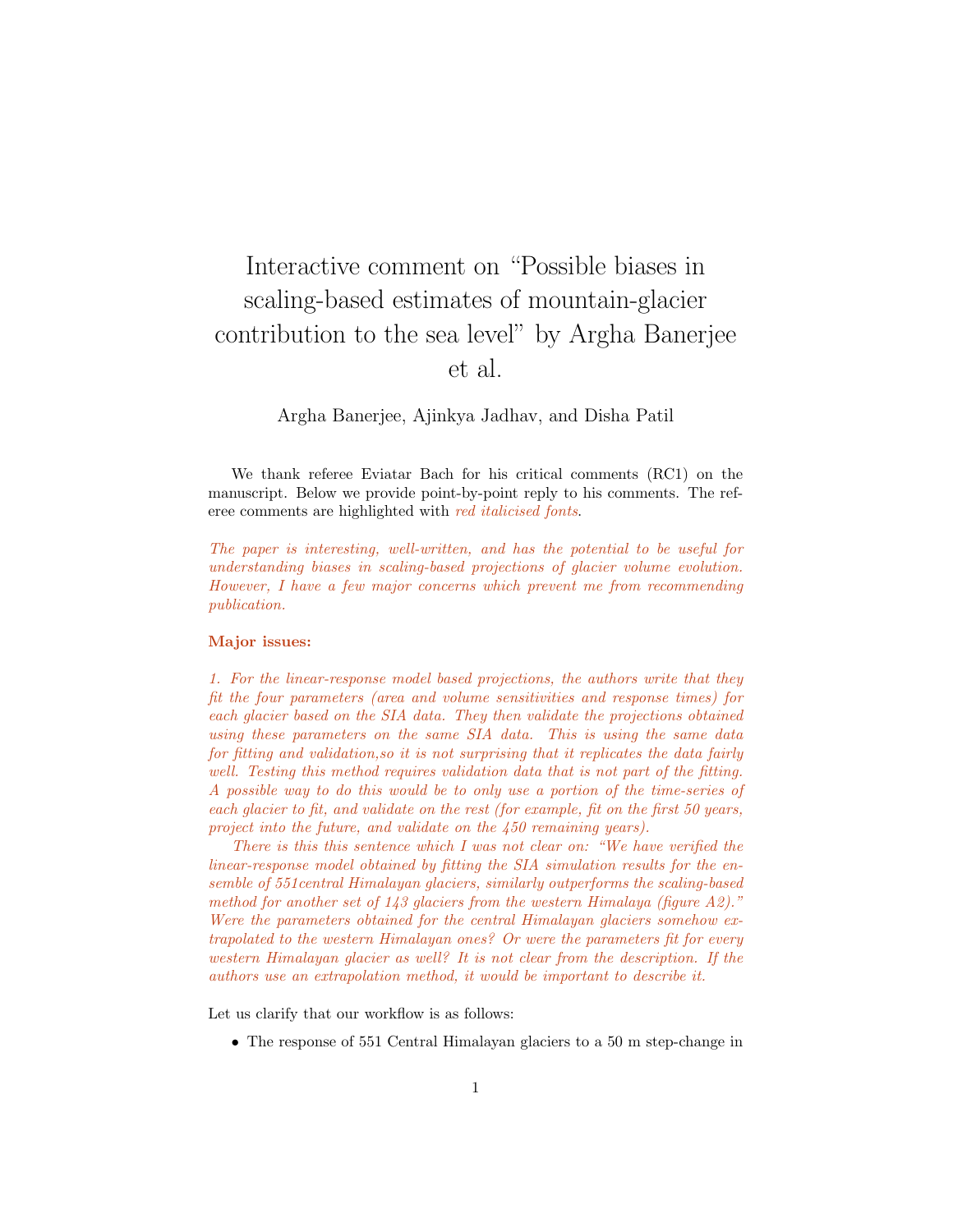# Interactive comment on "Possible biases in scaling-based estimates of mountain-glacier contribution to the sea level" by Argha Banerjee et al.

Argha Banerjee, Ajinkya Jadhav, and Disha Patil

We thank referee Eviatar Bach for his critical comments (RC1) on the manuscript. Below we provide point-by-point reply to his comments. The referee comments are highlighted with *red italicised fonts*.

*The paper is interesting, well-written, and has the potential to be useful for understanding biases in scaling-based projections of glacier volume evolution. However, I have a few major concerns which prevent me from recommending publication.*

**Major issues:**

*1. For the linear-response model based projections, the authors write that they fit the four parameters (area and volume sensitivities and response times) for each glacier based on the SIA data. They then validate the projections obtained using these parameters on the same SIA data. This is using the same data for fitting and validation,so it is not surprising that it replicates the data fairly well. Testing this method requires validation data that is not part of the fitting. A possible way to do this would be to only use a portion of the time-series of each glacier to fit, and validate on the rest (for example, fit on the first 50 years, project into the future, and validate on the 450 remaining years).*

*There is this this sentence which I was not clear on: "We have verified the linear-response model obtained by fitting the SIA simulation results for the ensemble of 551central Himalayan glaciers, similarly outperforms the scaling-based method for another set of 143 glaciers from the western Himalaya (figure A2)." Were the parameters obtained for the central Himalayan glaciers somehow extrapolated to the western Himalayan ones? Or were the parameters fit for every western Himalayan glacier as well? It is not clear from the description. If the authors use an extrapolation method, it would be important to describe it.*

Let us clarify that our workflow is as follows:

- The response of 551 Central Himalayan glaciers to a 50 m step-change in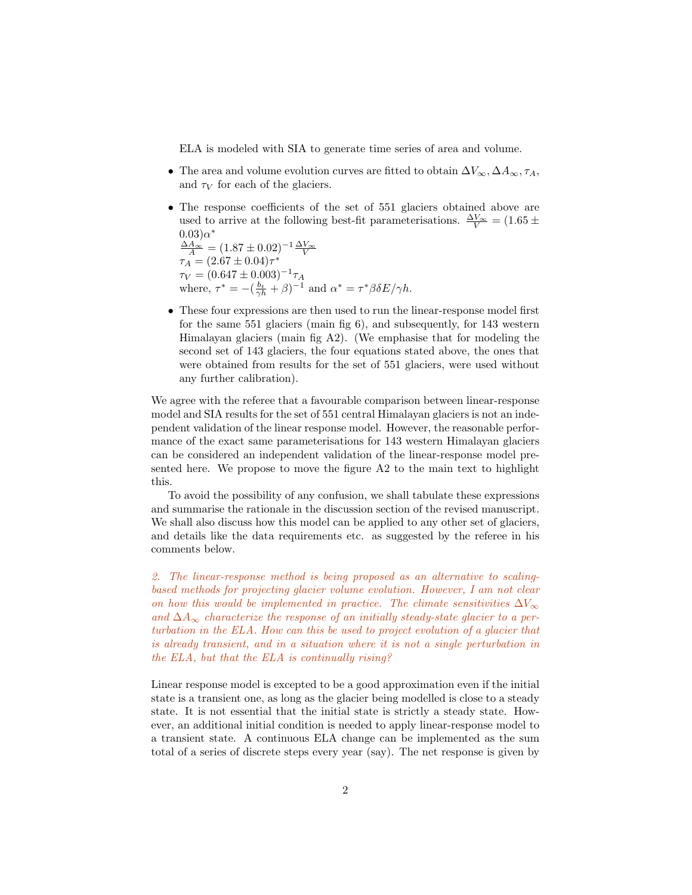ELA is modeled with SIA to generate time series of area and volume.

- The area and volume evolution curves are fitted to obtain $\Delta V_\infty, \Delta A_\infty, \tau_A$, and $\tau_V$ for each of the glaciers.
- The response coefficients of the set of 551 glaciers obtained above are used to arrive at the following best-fit parameterisations. $\frac{\Delta V_\infty}{V} = (1.65 \pm 0.03)\alpha^*$
  $\frac{\Delta A_\infty}{A} = (1.87 \pm 0.02)^{-1} \frac{\Delta V_\infty}{V}$
  $\tau_A = (2.67 \pm 0.04)\tau^*$
  $\tau_V = (0.647 \pm 0.003)^{-1}\tau_A$
  where, $\tau^* = -(\frac{b_t}{\gamma h} + \beta)^{-1}$ and $\alpha^* = \tau^* \beta \delta E / \gamma h$.
- These four expressions are then used to run the linear-response model first for the same 551 glaciers (main fig 6), and subsequently, for 143 western Himalayan glaciers (main fig A2). (We emphasise that for modeling the second set of 143 glaciers, the four equations stated above, the ones that were obtained from results for the set of 551 glaciers, were used without any further calibration).

We agree with the referee that a favourable comparison between linear-response model and SIA results for the set of 551 central Himalayan glaciers is not an independent validation of the linear response model. However, the reasonable performance of the exact same parameterisations for 143 western Himalayan glaciers can be considered an independent validation of the linear-response model presented here. We propose to move the figure A2 to the main text to highlight this.

To avoid the possibility of any confusion, we shall tabulate these expressions and summarise the rationale in the discussion section of the revised manuscript. We shall also discuss how this model can be applied to any other set of glaciers, and details like the data requirements etc. as suggested by the referee in his comments below.

*2. The linear-response method is being proposed as an alternative to scaling-based methods for projecting glacier volume evolution. However, I am not clear on how this would be implemented in practice. The climate sensitivities $\Delta V_\infty$ and $\Delta A_\infty$ characterize the response of an initially steady-state glacier to a perturbation in the ELA. How can this be used to project evolution of a glacier that is already transient, and in a situation where it is not a single perturbation in the ELA, but that the ELA is continually rising?*

Linear response model is excepted to be a good approximation even if the initial state is a transient one, as long as the glacier being modelled is close to a steady state. It is not essential that the initial state is strictly a steady state. However, an additional initial condition is needed to apply linear-response model to a transient state. A continuous ELA change can be implemented as the sum total of a series of discrete steps every year (say). The net response is given by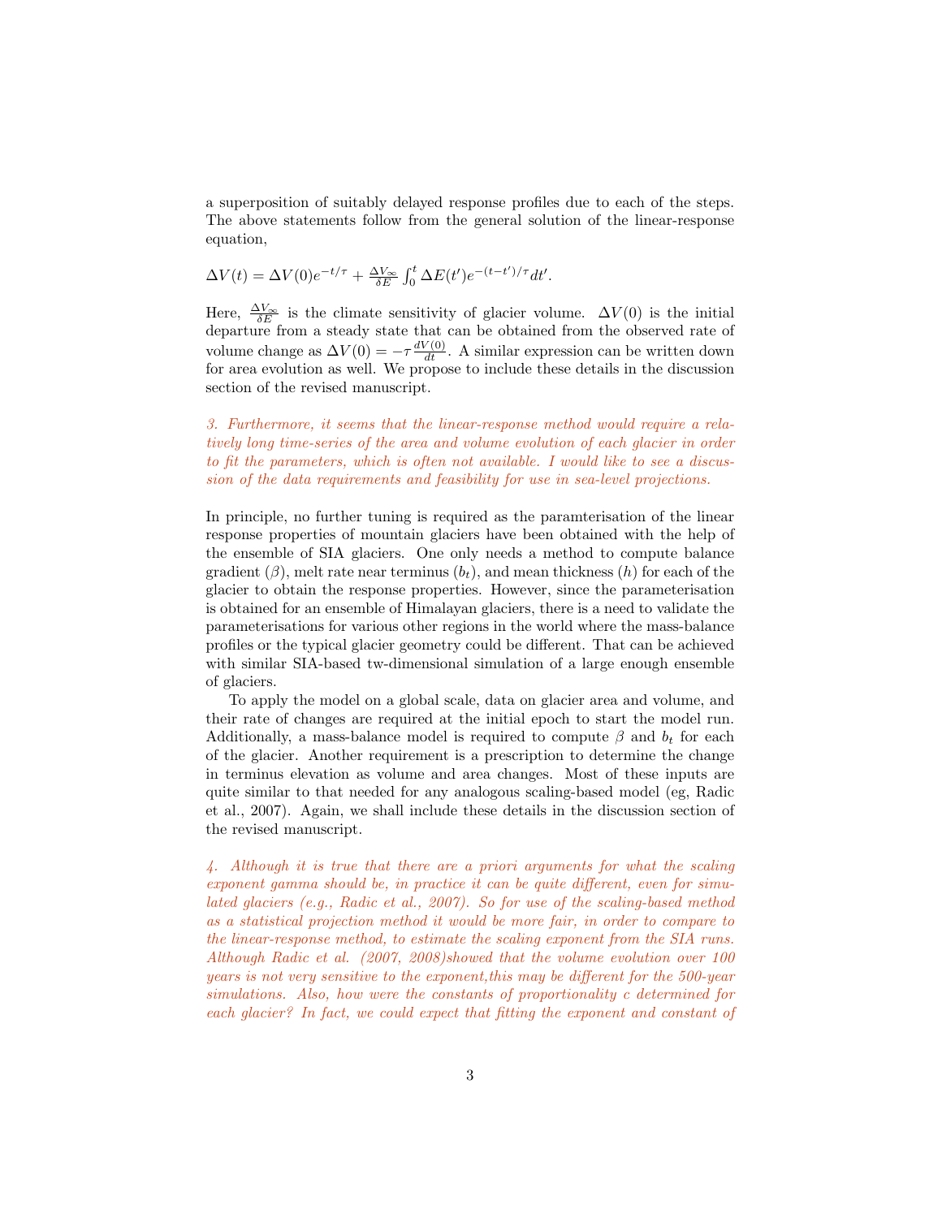a superposition of suitably delayed response profiles due to each of the steps. The above statements follow from the general solution of the linear-response equation,

$$\Delta V(t) = \Delta V(0)e^{-t/\tau} + \frac{\Delta V_\infty}{\delta E}\int_0^t \Delta E(t')e^{-(t-t')/\tau}dt'.$$

Here, $\frac{\Delta V_\infty}{\delta E}$ is the climate sensitivity of glacier volume. $\Delta V(0)$ is the initial departure from a steady state that can be obtained from the observed rate of volume change as $\Delta V(0) = -\tau \frac{dV(0)}{dt}$. A similar expression can be written down for area evolution as well. We propose to include these details in the discussion section of the revised manuscript.

*3. Furthermore, it seems that the linear-response method would require a relatively long time-series of the area and volume evolution of each glacier in order to fit the parameters, which is often not available. I would like to see a discussion of the data requirements and feasibility for use in sea-level projections.*

In principle, no further tuning is required as the paramterisation of the linear response properties of mountain glaciers have been obtained with the help of the ensemble of SIA glaciers. One only needs a method to compute balance gradient ($\beta$), melt rate near terminus ($b_t$), and mean thickness ($h$) for each of the glacier to obtain the response properties. However, since the parameterisation is obtained for an ensemble of Himalayan glaciers, there is a need to validate the parameterisations for various other regions in the world where the mass-balance profiles or the typical glacier geometry could be different. That can be achieved with similar SIA-based tw-dimensional simulation of a large enough ensemble of glaciers.

To apply the model on a global scale, data on glacier area and volume, and their rate of changes are required at the initial epoch to start the model run. Additionally, a mass-balance model is required to compute $\beta$ and $b_t$ for each of the glacier. Another requirement is a prescription to determine the change in terminus elevation as volume and area changes. Most of these inputs are quite similar to that needed for any analogous scaling-based model (eg, Radic et al., 2007). Again, we shall include these details in the discussion section of the revised manuscript.

*4. Although it is true that there are a priori arguments for what the scaling exponent gamma should be, in practice it can be quite different, even for simulated glaciers (e.g., Radic et al., 2007). So for use of the scaling-based method as a statistical projection method it would be more fair, in order to compare to the linear-response method, to estimate the scaling exponent from the SIA runs. Although Radic et al. (2007, 2008)showed that the volume evolution over 100 years is not very sensitive to the exponent,this may be different for the 500-year simulations. Also, how were the constants of proportionality c determined for each glacier? In fact, we could expect that fitting the exponent and constant of*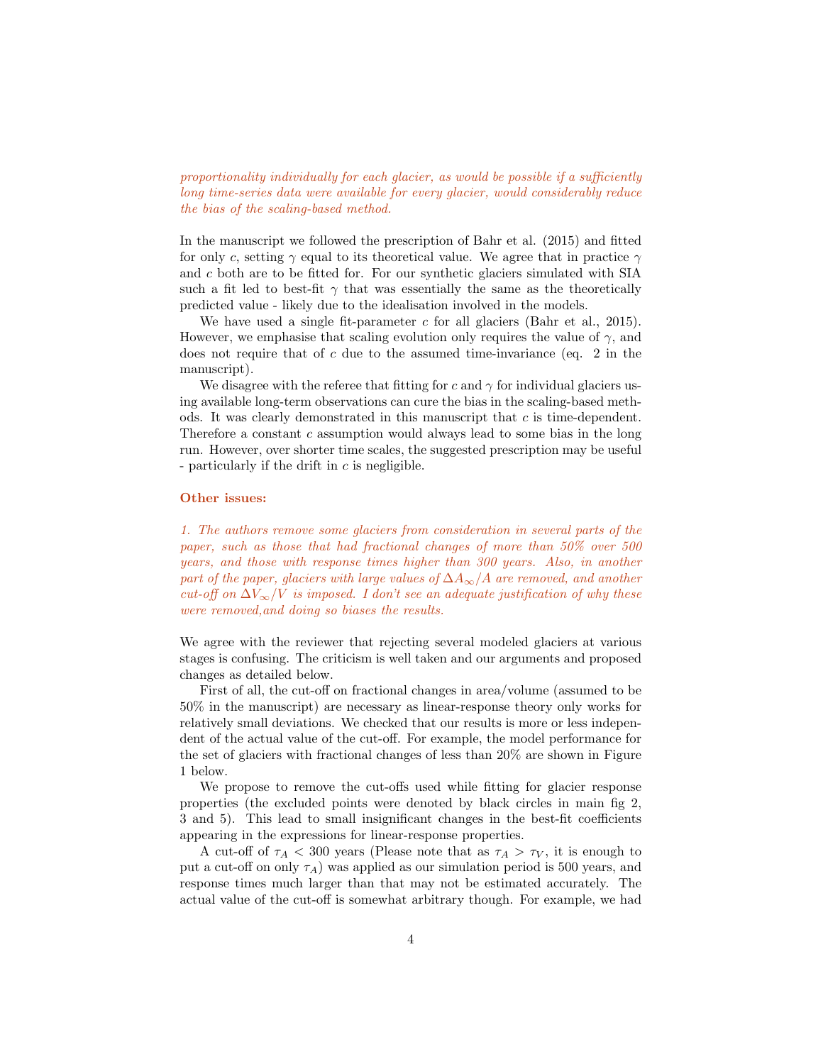*proportionality individually for each glacier, as would be possible if a sufficiently long time-series data were available for every glacier, would considerably reduce the bias of the scaling-based method.*

In the manuscript we followed the prescription of Bahr et al. (2015) and fitted for only $c$, setting $\gamma$ equal to its theoretical value. We agree that in practice $\gamma$ and $c$ both are to be fitted for. For our synthetic glaciers simulated with SIA such a fit led to best-fit $\gamma$ that was essentially the same as the theoretically predicted value - likely due to the idealisation involved in the models.

We have used a single fit-parameter $c$ for all glaciers (Bahr et al., 2015). However, we emphasise that scaling evolution only requires the value of $\gamma$, and does not require that of $c$ due to the assumed time-invariance (eq. 2 in the manuscript).

We disagree with the referee that fitting for $c$ and $\gamma$ for individual glaciers using available long-term observations can cure the bias in the scaling-based methods. It was clearly demonstrated in this manuscript that $c$ is time-dependent. Therefore a constant $c$ assumption would always lead to some bias in the long run. However, over shorter time scales, the suggested prescription may be useful - particularly if the drift in $c$ is negligible.

**Other issues:**

*1. The authors remove some glaciers from consideration in several parts of the paper, such as those that had fractional changes of more than 50% over 500 years, and those with response times higher than 300 years. Also, in another part of the paper, glaciers with large values of $\Delta A_\infty/A$ are removed, and another cut-off on $\Delta V_\infty/V$ is imposed. I don't see an adequate justification of why these were removed,and doing so biases the results.*

We agree with the reviewer that rejecting several modeled glaciers at various stages is confusing. The criticism is well taken and our arguments and proposed changes as detailed below.

First of all, the cut-off on fractional changes in area/volume (assumed to be 50% in the manuscript) are necessary as linear-response theory only works for relatively small deviations. We checked that our results is more or less independent of the actual value of the cut-off. For example, the model performance for the set of glaciers with fractional changes of less than 20% are shown in Figure 1 below.

We propose to remove the cut-offs used while fitting for glacier response properties (the excluded points were denoted by black circles in main fig 2, 3 and 5). This lead to small insignificant changes in the best-fit coefficients appearing in the expressions for linear-response properties.

A cut-off of $\tau_A < 300$ years (Please note that as $\tau_A > \tau_V$, it is enough to put a cut-off on only $\tau_A$) was applied as our simulation period is 500 years, and response times much larger than that may not be estimated accurately. The actual value of the cut-off is somewhat arbitrary though. For example, we had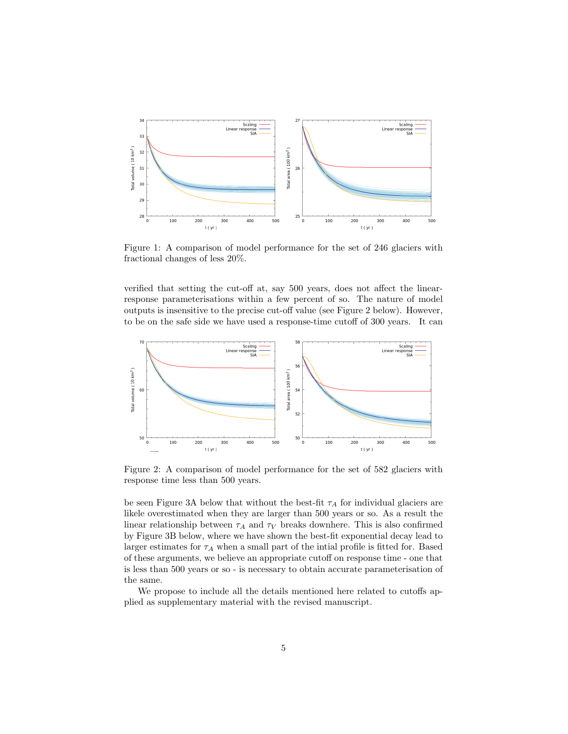Figure 1: A comparison of model performance for the set of 246 glaciers with fractional changes of less 20%.

verified that setting the cut-off at, say 500 years, does not affect the linear-response parameterisations within a few percent of so. The nature of model outputs is insensitive to the precise cut-off value (see Figure 2 below). However, to be on the safe side we have used a response-time cutoff of 300 years. It can

Figure 2: A comparison of model performance for the set of 582 glaciers with response time less than 500 years.

be seen Figure 3A below that without the best-fit $\tau_A$ for individual glaciers are likele overestimated when they are larger than 500 years or so. As a result the linear relationship between $\tau_A$ and $\tau_V$ breaks downhere. This is also confirmed by Figure 3B below, where we have shown the best-fit exponential decay lead to larger estimates for $\tau_A$ when a small part of the intial profile is fitted for. Based of these arguments, we believe an appropriate cutoff on response time - one that is less than 500 years or so - is necessary to obtain accurate parameterisation of the same.

We propose to include all the details mentioned here related to cutoffs applied as supplementary material with the revised manuscript.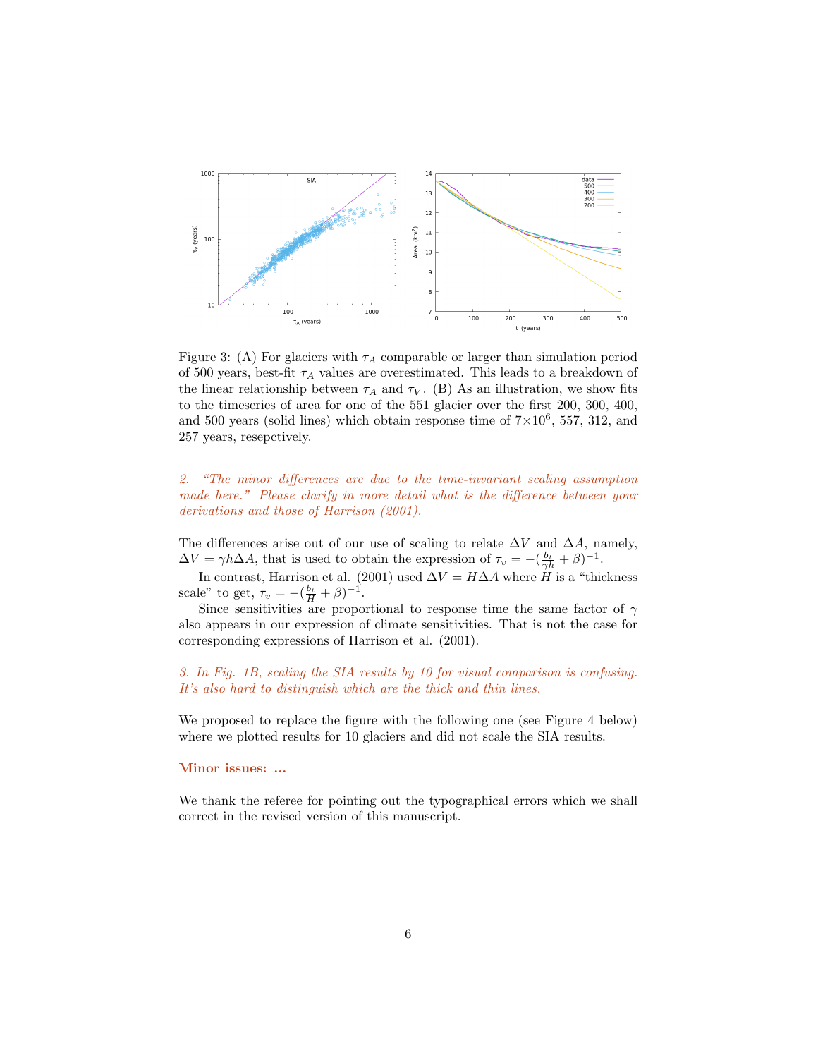Figure 3: (A) For glaciers with $\tau_A$ comparable or larger than simulation period of 500 years, best-fit $\tau_A$ values are overestimated. This leads to a breakdown of the linear relationship between $\tau_A$ and $\tau_V$. (B) As an illustration, we show fits to the timeseries of area for one of the 551 glacier over the first 200, 300, 400, and 500 years (solid lines) which obtain response time of $7\times10^6$, 557, 312, and 257 years, resepctively.

*2. "The minor differences are due to the time-invariant scaling assumption made here." Please clarify in more detail what is the difference between your derivations and those of Harrison (2001).*

The differences arise out of our use of scaling to relate $\Delta V$ and $\Delta A$, namely, $\Delta V = \gamma h \Delta A$, that is used to obtain the expression of $\tau_v = -(\frac{b_t}{\gamma h} + \beta)^{-1}$.

In contrast, Harrison et al. (2001) used $\Delta V = H\Delta A$ where $H$ is a "thickness scale" to get, $\tau_v = -(\frac{b_t}{H} + \beta)^{-1}$.

Since sensitivities are proportional to response time the same factor of $\gamma$ also appears in our expression of climate sensitivities. That is not the case for corresponding expressions of Harrison et al. (2001).

*3. In Fig. 1B, scaling the SIA results by 10 for visual comparison is confusing. It's also hard to distinguish which are the thick and thin lines.*

We proposed to replace the figure with the following one (see Figure 4 below) where we plotted results for 10 glaciers and did not scale the SIA results.

**Minor issues: ...**

We thank the referee for pointing out the typographical errors which we shall correct in the revised version of this manuscript.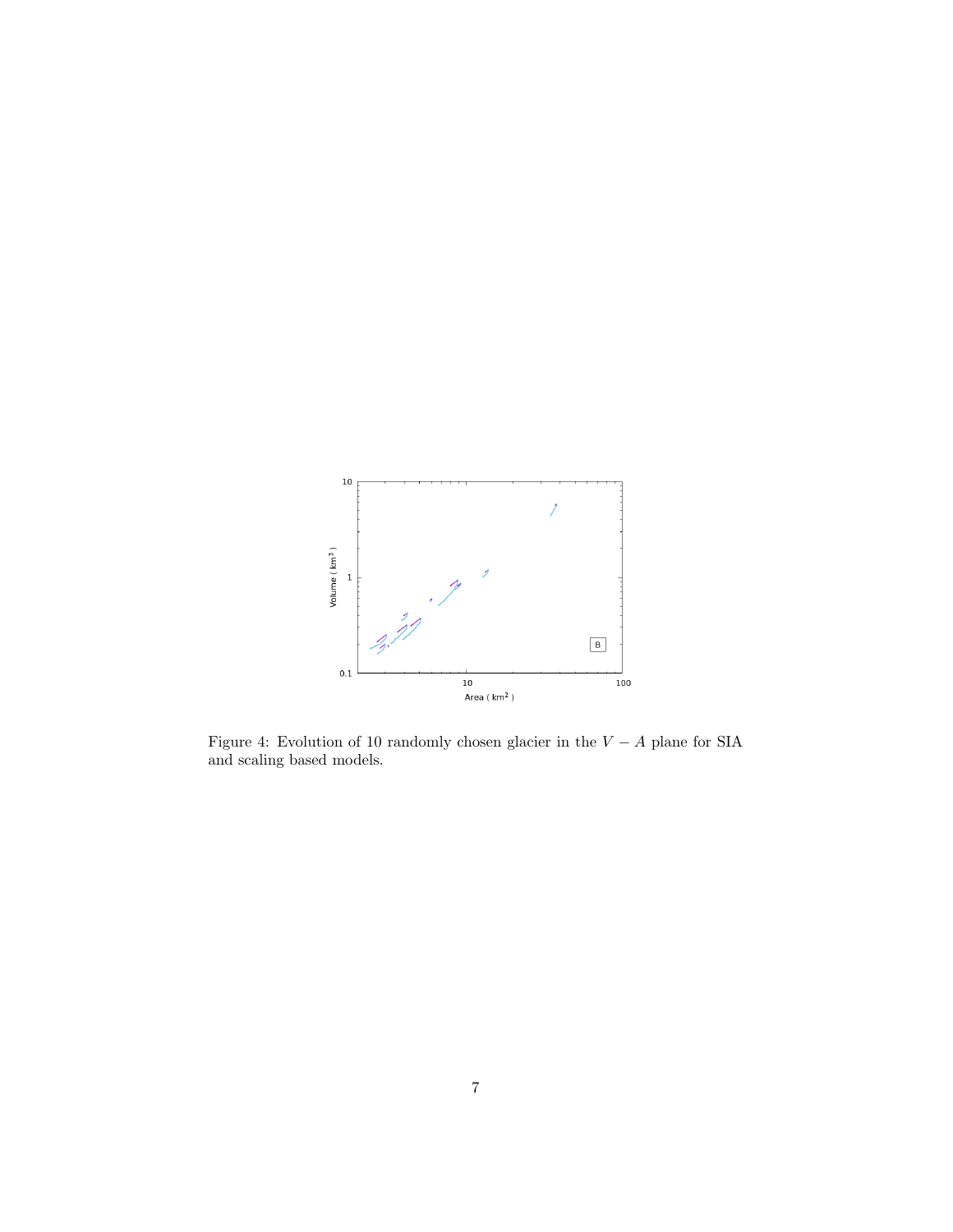10

1

0.1

Volume ( km$^3$ )

10

100

Area ( km$^2$ )

B

Figure 4: Evolution of 10 randomly chosen glacier in the $V - A$ plane for SIA and scaling based models.